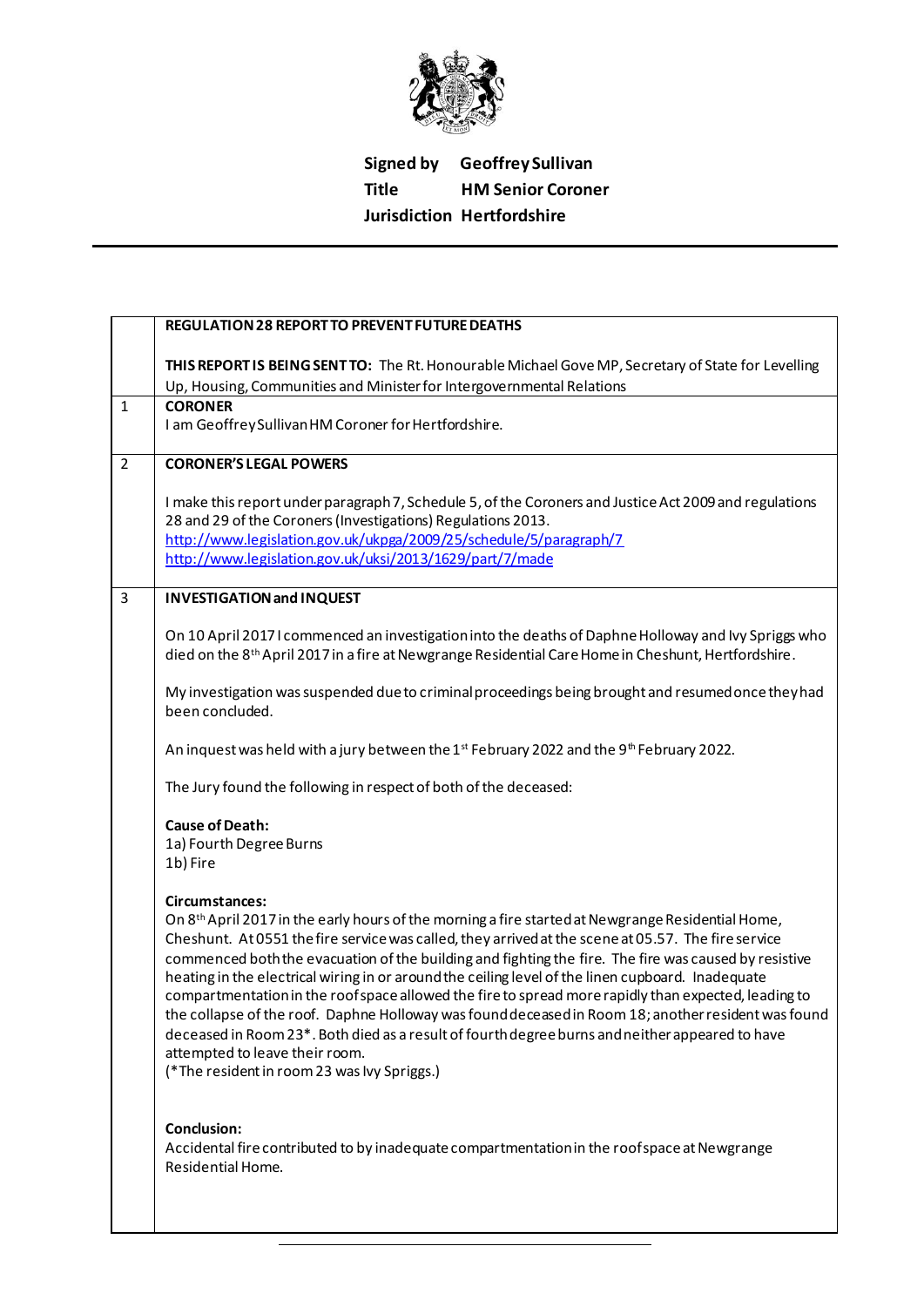**Signed by** Geoffrey Sullivan
**Title** HM Senior Coroner
**Jurisdiction** Hertfordshire

---

| | |
|---|---|
| | **REGULATION 28 REPORT TO PREVENT FUTURE DEATHS**<br><br>**THIS REPORT IS BEING SENT TO:** The Rt. Honourable Michael Gove MP, Secretary of State for Levelling Up, Housing, Communities and Minister for Intergovernmental Relations |
| 1 | **CORONER**<br>I am Geoffrey Sullivan HM Coroner for Hertfordshire. |
| 2 | **CORONER'S LEGAL POWERS**<br><br>I make this report under paragraph 7, Schedule 5, of the Coroners and Justice Act 2009 and regulations 28 and 29 of the Coroners (Investigations) Regulations 2013.<br>http://www.legislation.gov.uk/ukpga/2009/25/schedule/5/paragraph/7<br>http://www.legislation.gov.uk/uksi/2013/1629/part/7/made |
| 3 | **INVESTIGATION and INQUEST**<br><br>On 10 April 2017 I commenced an investigation into the deaths of Daphne Holloway and Ivy Spriggs who died on the 8th April 2017 in a fire at Newgrange Residential Care Home in Cheshunt, Hertfordshire.<br><br>My investigation was suspended due to criminal proceedings being brought and resumed once they had been concluded.<br><br>An inquest was held with a jury between the 1st February 2022 and the 9th February 2022.<br><br>The Jury found the following in respect of both of the deceased:<br><br>**Cause of Death:**<br>1a) Fourth Degree Burns<br>1b) Fire<br><br>**Circumstances:**<br>On 8th April 2017 in the early hours of the morning a fire started at Newgrange Residential Home, Cheshunt. At 0551 the fire service was called, they arrived at the scene at 05.57. The fire service commenced both the evacuation of the building and fighting the fire. The fire was caused by resistive heating in the electrical wiring in or around the ceiling level of the linen cupboard. Inadequate compartmentation in the roof space allowed the fire to spread more rapidly than expected, leading to the collapse of the roof. Daphne Holloway was found deceased in Room 18; another resident was found deceased in Room 23*. Both died as a result of fourth degree burns and neither appeared to have attempted to leave their room.<br>(*The resident in room 23 was Ivy Spriggs.)<br><br>**Conclusion:**<br>Accidental fire contributed to by inadequate compartmentation in the roof space at Newgrange Residential Home. |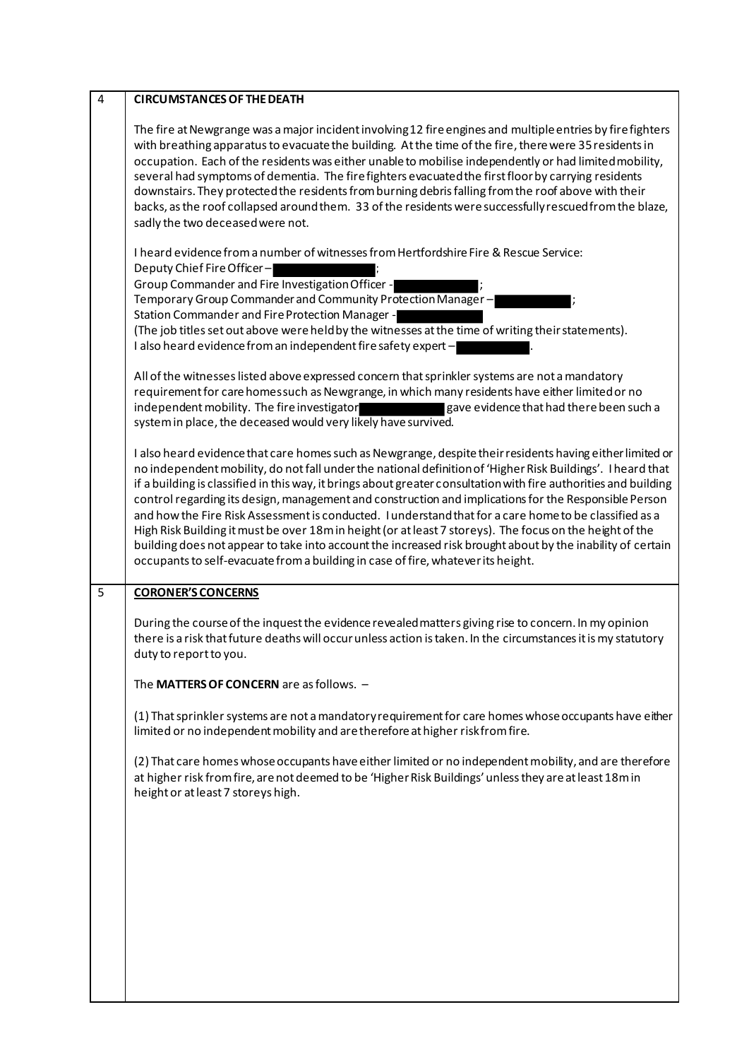## 4 CIRCUMSTANCES OF THE DEATH

The fire at Newgrange was a major incident involving 12 fire engines and multiple entries by fire fighters with breathing apparatus to evacuate the building. At the time of the fire, there were 35 residents in occupation. Each of the residents was either unable to mobilise independently or had limited mobility, several had symptoms of dementia. The fire fighters evacuated the first floor by carrying residents downstairs. They protected the residents from burning debris falling from the roof above with their backs, as the roof collapsed around them. 33 of the residents were successfully rescued from the blaze, sadly the two deceased were not.

I heard evidence from a number of witnesses from Hertfordshire Fire & Rescue Service:
Deputy Chief Fire Officer – [REDACTED];
Group Commander and Fire Investigation Officer - [REDACTED];
Temporary Group Commander and Community Protection Manager – [REDACTED];
Station Commander and Fire Protection Manager - [REDACTED]
(The job titles set out above were held by the witnesses at the time of writing their statements).
I also heard evidence from an independent fire safety expert – [REDACTED].

All of the witnesses listed above expressed concern that sprinkler systems are not a mandatory requirement for care homes such as Newgrange, in which many residents have either limited or no independent mobility. The fire investigator [REDACTED] gave evidence that had there been such a system in place, the deceased would very likely have survived.

I also heard evidence that care homes such as Newgrange, despite their residents having either limited or no independent mobility, do not fall under the national definition of 'Higher Risk Buildings'. I heard that if a building is classified in this way, it brings about greater consultation with fire authorities and building control regarding its design, management and construction and implications for the Responsible Person and how the Fire Risk Assessment is conducted. I understand that for a care home to be classified as a High Risk Building it must be over 18m in height (or at least 7 storeys). The focus on the height of the building does not appear to take into account the increased risk brought about by the inability of certain occupants to self-evacuate from a building in case of fire, whatever its height.

## 5 CORONER'S CONCERNS

During the course of the inquest the evidence revealed matters giving rise to concern. In my opinion there is a risk that future deaths will occur unless action is taken. In the circumstances it is my statutory duty to report to you.

The **MATTERS OF CONCERN** are as follows. –

(1) That sprinkler systems are not a mandatory requirement for care homes whose occupants have either limited or no independent mobility and are therefore at higher risk from fire.

(2) That care homes whose occupants have either limited or no independent mobility, and are therefore at higher risk from fire, are not deemed to be 'Higher Risk Buildings' unless they are at least 18m in height or at least 7 storeys high.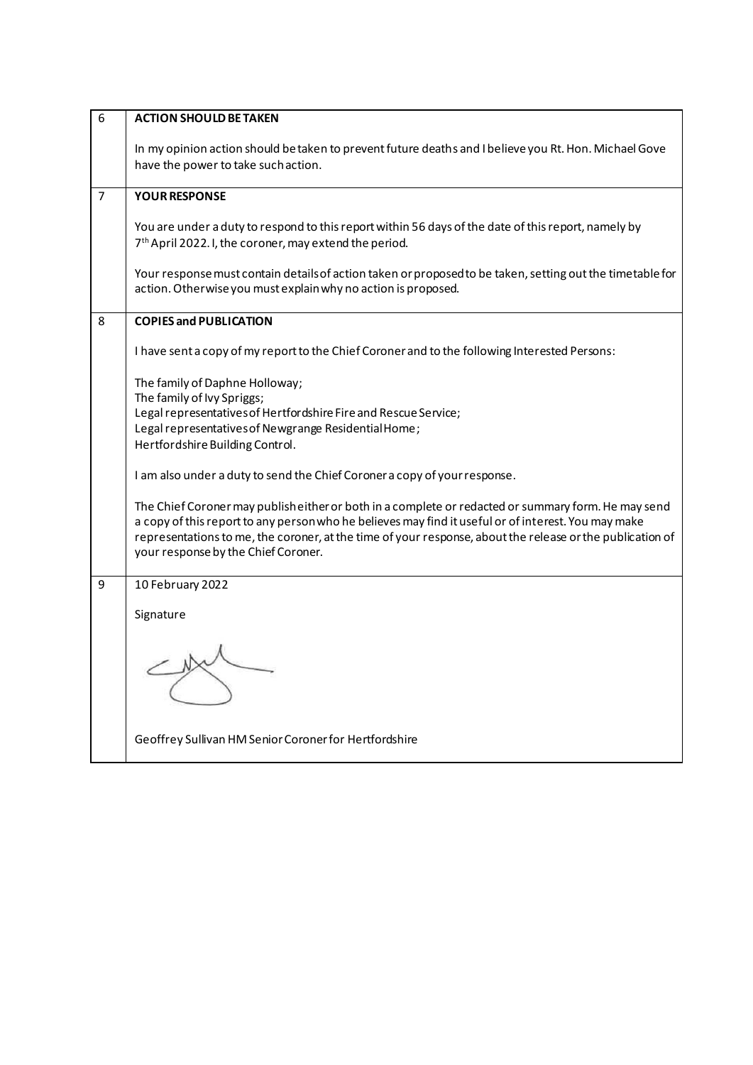| | | |
|---|---|---|
| 6 | **ACTION SHOULD BE TAKEN**<br><br>In my opinion action should be taken to prevent future deaths and I believe you Rt. Hon. Michael Gove have the power to take such action. |
| 7 | **YOUR RESPONSE**<br><br>You are under a duty to respond to this report within 56 days of the date of this report, namely by 7th April 2022. I, the coroner, may extend the period.<br><br>Your response must contain details of action taken or proposed to be taken, setting out the timetable for action. Otherwise you must explain why no action is proposed. |
| 8 | **COPIES and PUBLICATION**<br><br>I have sent a copy of my report to the Chief Coroner and to the following Interested Persons:<br><br>The family of Daphne Holloway;<br>The family of Ivy Spriggs;<br>Legal representatives of Hertfordshire Fire and Rescue Service;<br>Legal representatives of Newgrange Residential Home;<br>Hertfordshire Building Control.<br><br>I am also under a duty to send the Chief Coroner a copy of your response.<br><br>The Chief Coroner may publish either or both in a complete or redacted or summary form. He may send a copy of this report to any person who he believes may find it useful or of interest. You may make representations to me, the coroner, at the time of your response, about the release or the publication of your response by the Chief Coroner. |
| 9 | 10 February 2022<br><br>Signature<br><br>Geoffrey Sullivan HM Senior Coroner for Hertfordshire |